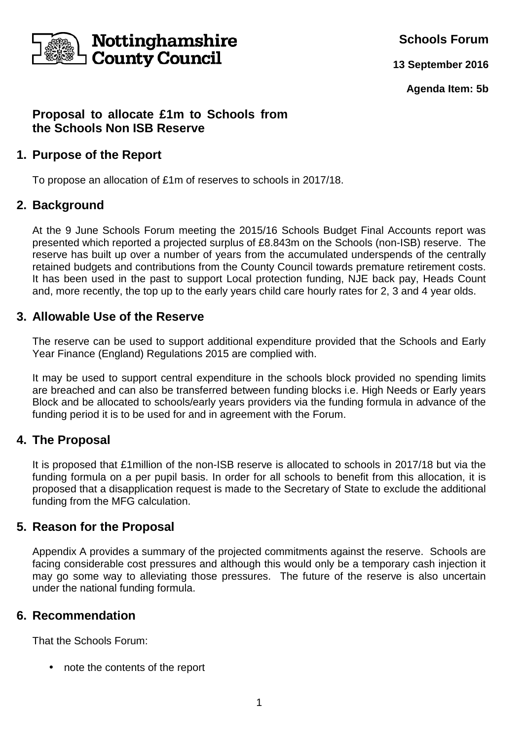Nottinghamshire County Council

**Schools Forum**

**13 September 2016**

**Agenda Item: 5b**

# Proposal to allocate £1m to Schools from the Schools Non ISB Reserve

## 1. Purpose of the Report

To propose an allocation of £1m of reserves to schools in 2017/18.

## 2. Background

At the 9 June Schools Forum meeting the 2015/16 Schools Budget Final Accounts report was presented which reported a projected surplus of £8.843m on the Schools (non-ISB) reserve. The reserve has built up over a number of years from the accumulated underspends of the centrally retained budgets and contributions from the County Council towards premature retirement costs. It has been used in the past to support Local protection funding, NJE back pay, Heads Count and, more recently, the top up to the early years child care hourly rates for 2, 3 and 4 year olds.

## 3. Allowable Use of the Reserve

The reserve can be used to support additional expenditure provided that the Schools and Early Year Finance (England) Regulations 2015 are complied with.

It may be used to support central expenditure in the schools block provided no spending limits are breached and can also be transferred between funding blocks i.e. High Needs or Early years Block and be allocated to schools/early years providers via the funding formula in advance of the funding period it is to be used for and in agreement with the Forum.

## 4. The Proposal

It is proposed that £1million of the non-ISB reserve is allocated to schools in 2017/18 but via the funding formula on a per pupil basis. In order for all schools to benefit from this allocation, it is proposed that a disapplication request is made to the Secretary of State to exclude the additional funding from the MFG calculation.

## 5. Reason for the Proposal

Appendix A provides a summary of the projected commitments against the reserve. Schools are facing considerable cost pressures and although this would only be a temporary cash injection it may go some way to alleviating those pressures. The future of the reserve is also uncertain under the national funding formula.

## 6. Recommendation

That the Schools Forum:

- note the contents of the report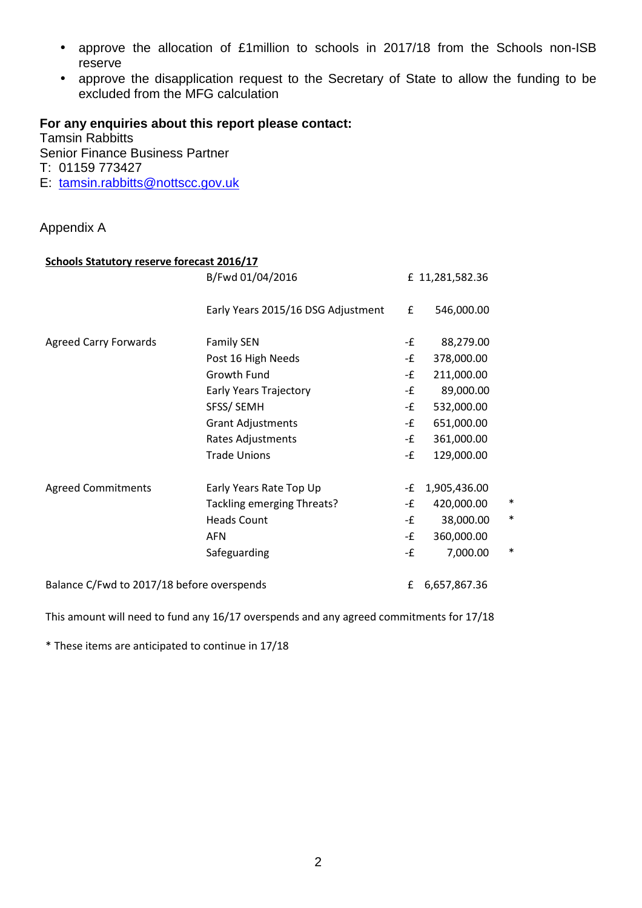- approve the allocation of £1million to schools in 2017/18 from the Schools non-ISB reserve
- approve the disapplication request to the Secretary of State to allow the funding to be excluded from the MFG calculation

**For any enquiries about this report please contact:**
Tamsin Rabbitts
Senior Finance Business Partner
T: 01159 773427
E: tamsin.rabbitts@nottscc.gov.uk

Appendix A

**Schools Statutory reserve forecast 2016/17**

| | | | | |
|---|---|---|---|---|
| | B/Fwd 01/04/2016 | £ | 11,281,582.36 | |
| | Early Years 2015/16 DSG Adjustment | £ | 546,000.00 | |
| Agreed Carry Forwards | Family SEN | -£ | 88,279.00 | |
| | Post 16 High Needs | -£ | 378,000.00 | |
| | Growth Fund | -£ | 211,000.00 | |
| | Early Years Trajectory | -£ | 89,000.00 | |
| | SFSS/ SEMH | -£ | 532,000.00 | |
| | Grant Adjustments | -£ | 651,000.00 | |
| | Rates Adjustments | -£ | 361,000.00 | |
| | Trade Unions | -£ | 129,000.00 | |
| Agreed Commitments | Early Years Rate Top Up | -£ | 1,905,436.00 | |
| | Tackling emerging Threats? | -£ | 420,000.00 | * |
| | Heads Count | -£ | 38,000.00 | * |
| | AFN | -£ | 360,000.00 | |
| | Safeguarding | -£ | 7,000.00 | * |
| Balance C/Fwd to 2017/18 before overspends | | £ | 6,657,867.36 | |

This amount will need to fund any 16/17 overspends and any agreed commitments for 17/18

* These items are anticipated to continue in 17/18